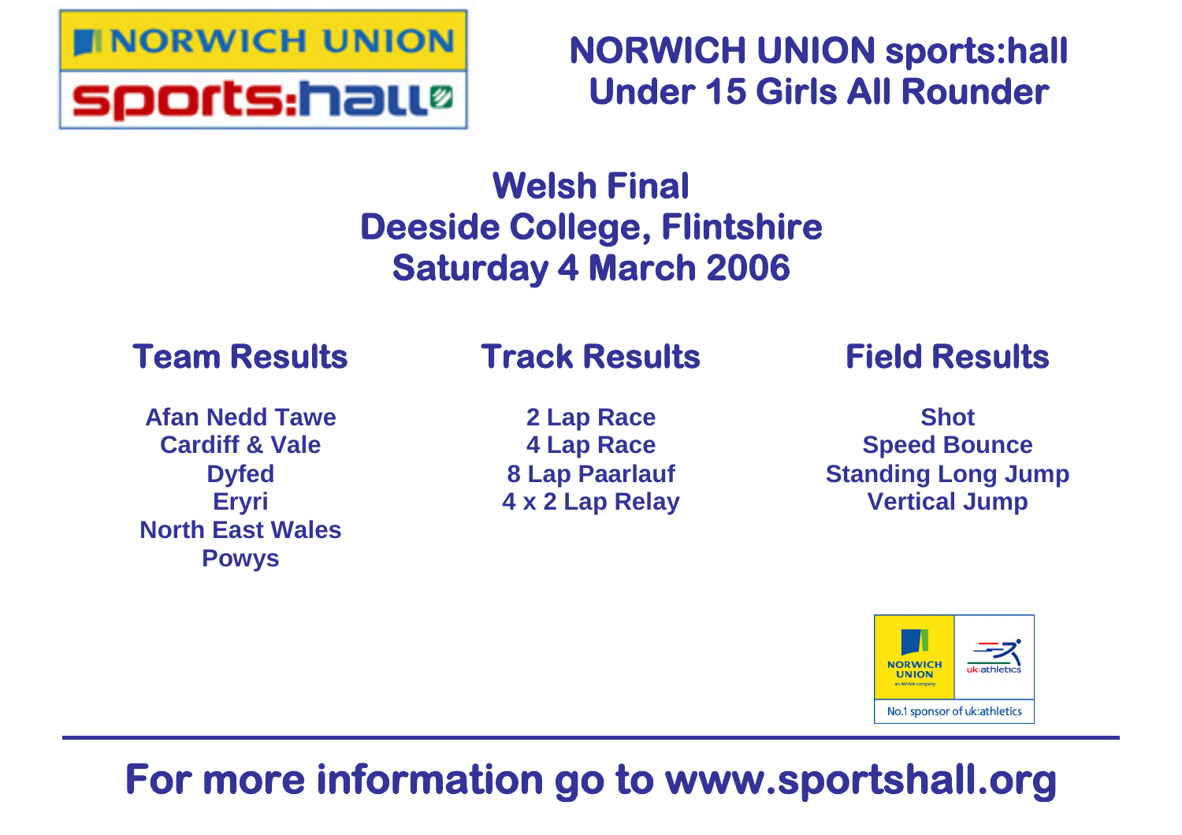# NORWICH UNION sports:hall Under 15 Girls All Rounder

## Welsh Final
## Deeside College, Flintshire
## Saturday 4 March 2006

### Team Results

Afan Nedd Tawe
Cardiff & Vale
Dyfed
Eryri
North East Wales
Powys

### Track Results

2 Lap Race
4 Lap Race
8 Lap Paarlauf
4 x 2 Lap Relay

### Field Results

Shot
Speed Bounce
Standing Long Jump
Vertical Jump

**For more information go to www.sportshall.org**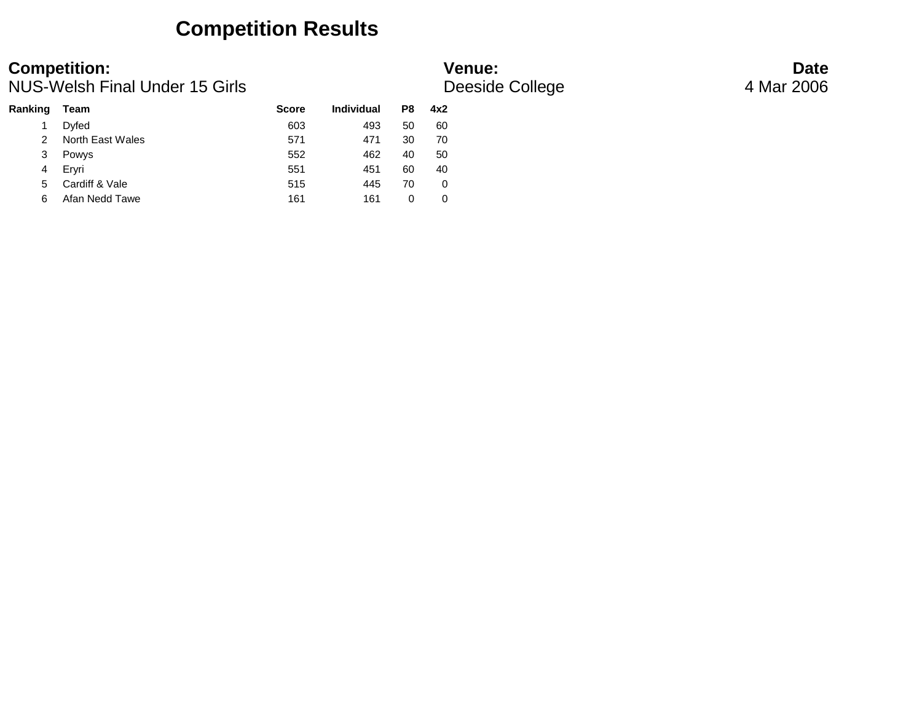# Competition Results

**Competition:**
NUS-Welsh Final Under 15 Girls

**Venue:**
Deeside College

**Date**
4 Mar 2006

| Ranking | Team | Score | Individual | P8 | 4x2 |
|---|---|---|---|---|---|
| 1 | Dyfed | 603 | 493 | 50 | 60 |
| 2 | North East Wales | 571 | 471 | 30 | 70 |
| 3 | Powys | 552 | 462 | 40 | 50 |
| 4 | Eryri | 551 | 451 | 60 | 40 |
| 5 | Cardiff & Vale | 515 | 445 | 70 | 0 |
| 6 | Afan Nedd Tawe | 161 | 161 | 0 | 0 |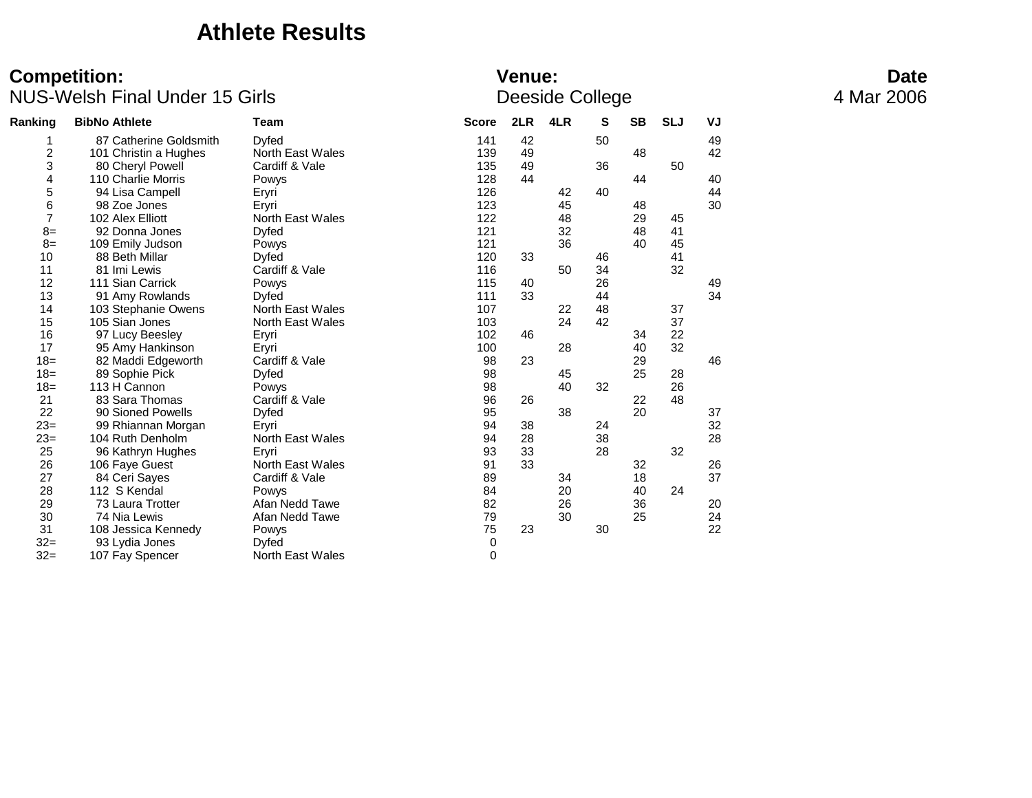# Athlete Results

**Competition:** NUS-Welsh Final Under 15 Girls

**Venue:** Deeside College

**Date** 4 Mar 2006

| Ranking | BibNo | Athlete | Team | Score | 2LR | 4LR | S | SB | SLJ | VJ |
|---|---|---|---|---|---|---|---|---|---|---|
| 1 | 87 | Catherine Goldsmith | Dyfed | 141 | 42 | | 50 | | | 49 |
| 2 | 101 | Christin a Hughes | North East Wales | 139 | 49 | | | 48 | | 42 |
| 3 | 80 | Cheryl Powell | Cardiff & Vale | 135 | 49 | | 36 | | 50 | |
| 4 | 110 | Charlie Morris | Powys | 128 | 44 | | | 44 | | 40 |
| 5 | 94 | Lisa Campell | Eryri | 126 | | 42 | 40 | | | 44 |
| 6 | 98 | Zoe Jones | Eryri | 123 | | 45 | | 48 | | 30 |
| 7 | 102 | Alex Elliott | North East Wales | 122 | | 48 | | 29 | 45 | |
| 8= | 92 | Donna Jones | Dyfed | 121 | | 32 | | 48 | 41 | |
| 8= | 109 | Emily Judson | Powys | 121 | | 36 | | 40 | 45 | |
| 10 | 88 | Beth Millar | Dyfed | 120 | 33 | | 46 | | 41 | |
| 11 | 81 | Imi Lewis | Cardiff & Vale | 116 | | 50 | 34 | | 32 | |
| 12 | 111 | Sian Carrick | Powys | 115 | 40 | | 26 | | | 49 |
| 13 | 91 | Amy Rowlands | Dyfed | 111 | 33 | | 44 | | | 34 |
| 14 | 103 | Stephanie Owens | North East Wales | 107 | | 22 | 48 | | 37 | |
| 15 | 105 | Sian Jones | North East Wales | 103 | | 24 | 42 | | 37 | |
| 16 | 97 | Lucy Beesley | Eryri | 102 | 46 | | | 34 | 22 | |
| 17 | 95 | Amy Hankinson | Eryri | 100 | | 28 | | 40 | 32 | |
| 18= | 82 | Maddi Edgeworth | Cardiff & Vale | 98 | 23 | | | 29 | | 46 |
| 18= | 89 | Sophie Pick | Dyfed | 98 | | 45 | | 25 | 28 | |
| 18= | 113 | H Cannon | Powys | 98 | | 40 | 32 | | 26 | |
| 21 | 83 | Sara Thomas | Cardiff & Vale | 96 | 26 | | | 22 | 48 | |
| 22 | 90 | Sioned Powells | Dyfed | 95 | | 38 | | 20 | | 37 |
| 23= | 99 | Rhiannan Morgan | Eryri | 94 | 38 | | 24 | | | 32 |
| 23= | 104 | Ruth Denholm | North East Wales | 94 | 28 | | 38 | | | 28 |
| 25 | 96 | Kathryn Hughes | Eryri | 93 | 33 | | 28 | | 32 | |
| 26 | 106 | Faye Guest | North East Wales | 91 | 33 | | | 32 | | 26 |
| 27 | 84 | Ceri Sayes | Cardiff & Vale | 89 | | 34 | | 18 | | 37 |
| 28 | 112 | S Kendal | Powys | 84 | | 20 | | 40 | 24 | |
| 29 | 73 | Laura Trotter | Afan Nedd Tawe | 82 | | 26 | | 36 | | 20 |
| 30 | 74 | Nia Lewis | Afan Nedd Tawe | 79 | | 30 | | 25 | | 24 |
| 31 | 108 | Jessica Kennedy | Powys | 75 | 23 | | 30 | | | 22 |
| 32= | 93 | Lydia Jones | Dyfed | 0 | | | | | | |
| 32= | 107 | Fay Spencer | North East Wales | 0 | | | | | | |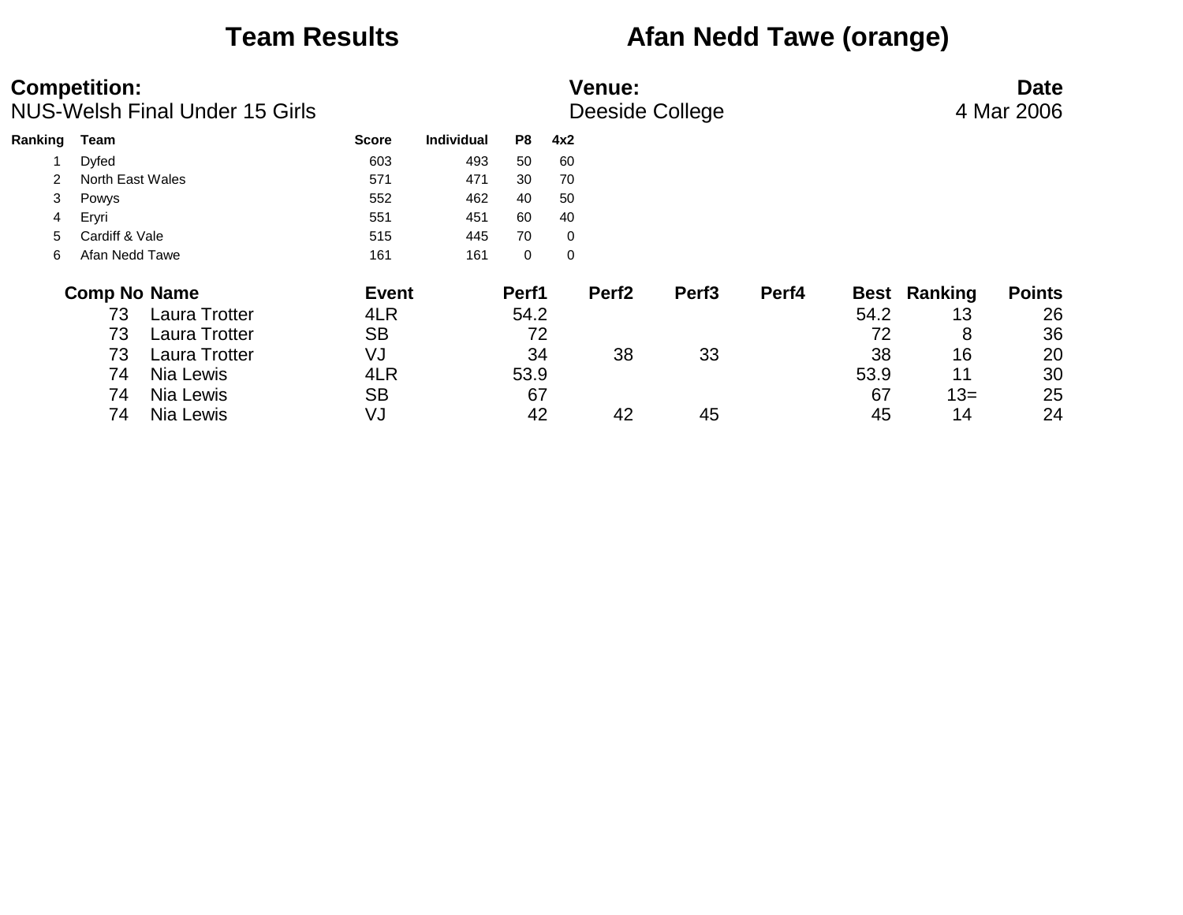# Team Results Afan Nedd Tawe (orange)

**Competition:** NUS-Welsh Final Under 15 Girls

**Venue:** Deeside College

**Date** 4 Mar 2006

| Ranking | Team | Score | Individual | P8 | 4x2 |
|---|---|---|---|---|---|
| 1 | Dyfed | 603 | 493 | 50 | 60 |
| 2 | North East Wales | 571 | 471 | 30 | 70 |
| 3 | Powys | 552 | 462 | 40 | 50 |
| 4 | Eryri | 551 | 451 | 60 | 40 |
| 5 | Cardiff & Vale | 515 | 445 | 70 | 0 |
| 6 | Afan Nedd Tawe | 161 | 161 | 0 | 0 |

| Comp No | Name | Event | Perf1 | Perf2 | Perf3 | Perf4 | Best | Ranking | Points |
|---|---|---|---|---|---|---|---|---|---|
| 73 | Laura Trotter | 4LR | 54.2 | | | | 54.2 | 13 | 26 |
| 73 | Laura Trotter | SB | 72 | | | | 72 | 8 | 36 |
| 73 | Laura Trotter | VJ | 34 | 38 | 33 | | 38 | 16 | 20 |
| 74 | Nia Lewis | 4LR | 53.9 | | | | 53.9 | 11 | 30 |
| 74 | Nia Lewis | SB | 67 | | | | 67 | 13= | 25 |
| 74 | Nia Lewis | VJ | 42 | 42 | 45 | | 45 | 14 | 24 |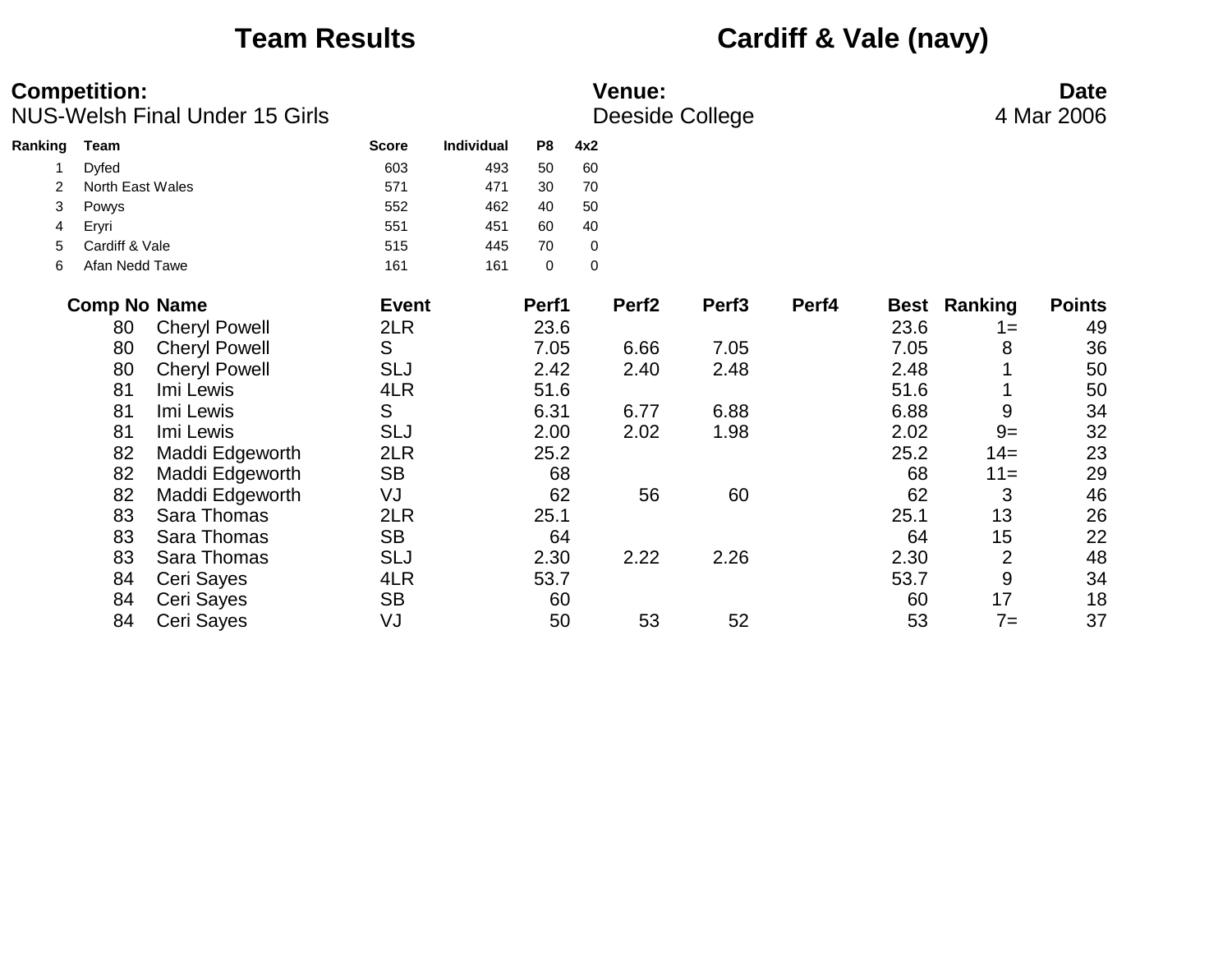# Team Results

## Cardiff & Vale (navy)

**Competition:**
NUS-Welsh Final Under 15 Girls

**Venue:**
Deeside College

**Date**
4 Mar 2006

| Ranking | Team | Score | Individual | P8 | 4x2 |
|---|---|---|---|---|---|
| 1 | Dyfed | 603 | 493 | 50 | 60 |
| 2 | North East Wales | 571 | 471 | 30 | 70 |
| 3 | Powys | 552 | 462 | 40 | 50 |
| 4 | Eryri | 551 | 451 | 60 | 40 |
| 5 | Cardiff & Vale | 515 | 445 | 70 | 0 |
| 6 | Afan Nedd Tawe | 161 | 161 | 0 | 0 |

| Comp No | Name | Event | Perf1 | Perf2 | Perf3 | Perf4 | Best | Ranking | Points |
|---|---|---|---|---|---|---|---|---|---|
| 80 | Cheryl Powell | 2LR | 23.6 | | | | 23.6 | 1= | 49 |
| 80 | Cheryl Powell | S | 7.05 | 6.66 | 7.05 | | 7.05 | 8 | 36 |
| 80 | Cheryl Powell | SLJ | 2.42 | 2.40 | 2.48 | | 2.48 | 1 | 50 |
| 81 | Imi Lewis | 4LR | 51.6 | | | | 51.6 | 1 | 50 |
| 81 | Imi Lewis | S | 6.31 | 6.77 | 6.88 | | 6.88 | 9 | 34 |
| 81 | Imi Lewis | SLJ | 2.00 | 2.02 | 1.98 | | 2.02 | 9= | 32 |
| 82 | Maddi Edgeworth | 2LR | 25.2 | | | | 25.2 | 14= | 23 |
| 82 | Maddi Edgeworth | SB | 68 | | | | 68 | 11= | 29 |
| 82 | Maddi Edgeworth | VJ | 62 | 56 | 60 | | 62 | 3 | 46 |
| 83 | Sara Thomas | 2LR | 25.1 | | | | 25.1 | 13 | 26 |
| 83 | Sara Thomas | SB | 64 | | | | 64 | 15 | 22 |
| 83 | Sara Thomas | SLJ | 2.30 | 2.22 | 2.26 | | 2.30 | 2 | 48 |
| 84 | Ceri Sayes | 4LR | 53.7 | | | | 53.7 | 9 | 34 |
| 84 | Ceri Sayes | SB | 60 | | | | 60 | 17 | 18 |
| 84 | Ceri Sayes | VJ | 50 | 53 | 52 | | 53 | 7= | 37 |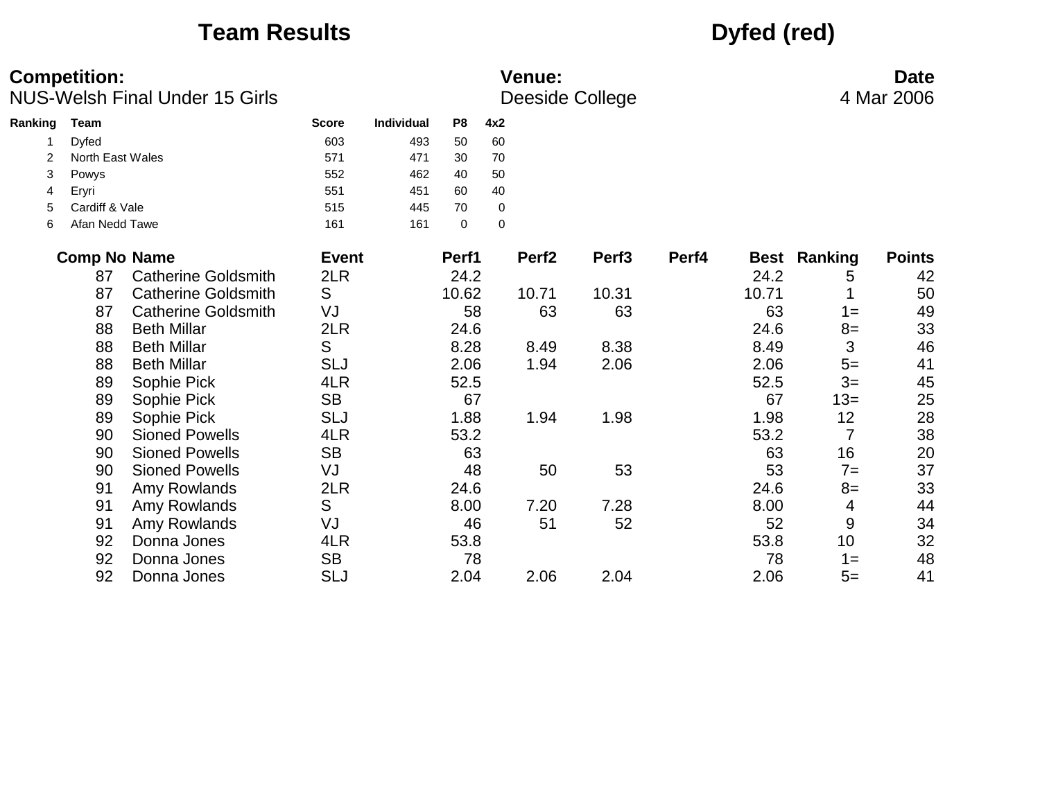# Team Results

## Dyfed (red)

**Competition:**
NUS-Welsh Final Under 15 Girls

**Venue:**
Deeside College

**Date**
4 Mar 2006

| Ranking | Team | Score | Individual | P8 | 4x2 |
|---|---|---|---|---|---|
| 1 | Dyfed | 603 | 493 | 50 | 60 |
| 2 | North East Wales | 571 | 471 | 30 | 70 |
| 3 | Powys | 552 | 462 | 40 | 50 |
| 4 | Eryri | 551 | 451 | 60 | 40 |
| 5 | Cardiff & Vale | 515 | 445 | 70 | 0 |
| 6 | Afan Nedd Tawe | 161 | 161 | 0 | 0 |

| Comp No | Name | Event | Perf1 | Perf2 | Perf3 | Perf4 | Best | Ranking | Points |
|---|---|---|---|---|---|---|---|---|---|
| 87 | Catherine Goldsmith | 2LR | 24.2 | | | | 24.2 | 5 | 42 |
| 87 | Catherine Goldsmith | S | 10.62 | 10.71 | 10.31 | | 10.71 | 1 | 50 |
| 87 | Catherine Goldsmith | VJ | 58 | 63 | 63 | | 63 | 1= | 49 |
| 88 | Beth Millar | 2LR | 24.6 | | | | 24.6 | 8= | 33 |
| 88 | Beth Millar | S | 8.28 | 8.49 | 8.38 | | 8.49 | 3 | 46 |
| 88 | Beth Millar | SLJ | 2.06 | 1.94 | 2.06 | | 2.06 | 5= | 41 |
| 89 | Sophie Pick | 4LR | 52.5 | | | | 52.5 | 3= | 45 |
| 89 | Sophie Pick | SB | 67 | | | | 67 | 13= | 25 |
| 89 | Sophie Pick | SLJ | 1.88 | 1.94 | 1.98 | | 1.98 | 12 | 28 |
| 90 | Sioned Powells | 4LR | 53.2 | | | | 53.2 | 7 | 38 |
| 90 | Sioned Powells | SB | 63 | | | | 63 | 16 | 20 |
| 90 | Sioned Powells | VJ | 48 | 50 | 53 | | 53 | 7= | 37 |
| 91 | Amy Rowlands | 2LR | 24.6 | | | | 24.6 | 8= | 33 |
| 91 | Amy Rowlands | S | 8.00 | 7.20 | 7.28 | | 8.00 | 4 | 44 |
| 91 | Amy Rowlands | VJ | 46 | 51 | 52 | | 52 | 9 | 34 |
| 92 | Donna Jones | 4LR | 53.8 | | | | 53.8 | 10 | 32 |
| 92 | Donna Jones | SB | 78 | | | | 78 | 1= | 48 |
| 92 | Donna Jones | SLJ | 2.04 | 2.06 | 2.04 | | 2.06 | 5= | 41 |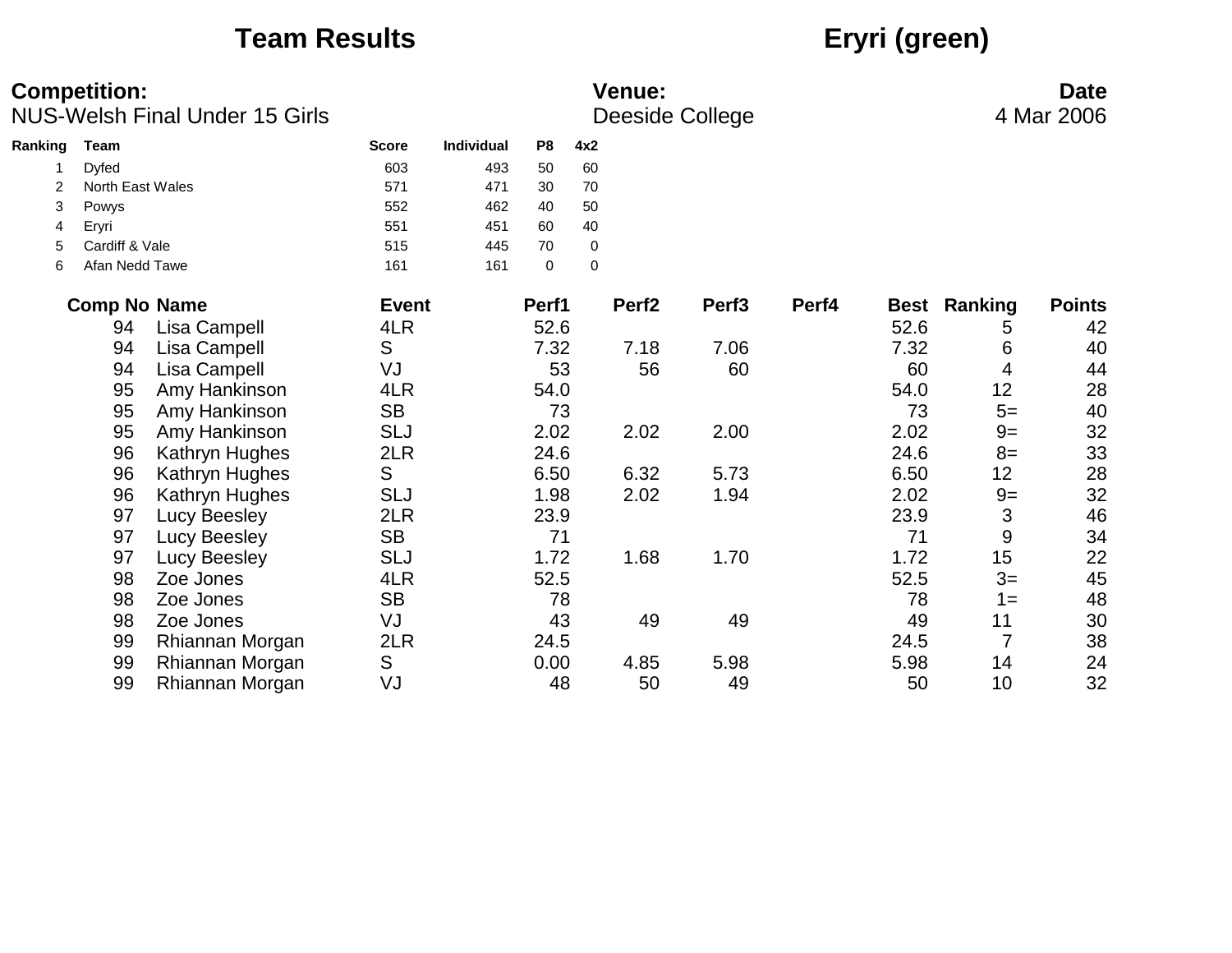# Team Results

## Eryri (green)

**Competition:** NUS-Welsh Final Under 15 Girls

**Venue:** Deeside College

**Date** 4 Mar 2006

| Ranking | Team | Score | Individual | P8 | 4x2 |
|---|---|---|---|---|---|
| 1 | Dyfed | 603 | 493 | 50 | 60 |
| 2 | North East Wales | 571 | 471 | 30 | 70 |
| 3 | Powys | 552 | 462 | 40 | 50 |
| 4 | Eryri | 551 | 451 | 60 | 40 |
| 5 | Cardiff & Vale | 515 | 445 | 70 | 0 |
| 6 | Afan Nedd Tawe | 161 | 161 | 0 | 0 |

| Comp No | Name | Event | Perf1 | Perf2 | Perf3 | Perf4 | Best | Ranking | Points |
|---|---|---|---|---|---|---|---|---|---|
| 94 | Lisa Campell | 4LR | 52.6 | | | | 52.6 | 5 | 42 |
| 94 | Lisa Campell | S | 7.32 | 7.18 | 7.06 | | 7.32 | 6 | 40 |
| 94 | Lisa Campell | VJ | 53 | 56 | 60 | | 60 | 4 | 44 |
| 95 | Amy Hankinson | 4LR | 54.0 | | | | 54.0 | 12 | 28 |
| 95 | Amy Hankinson | SB | 73 | | | | 73 | 5= | 40 |
| 95 | Amy Hankinson | SLJ | 2.02 | 2.02 | 2.00 | | 2.02 | 9= | 32 |
| 96 | Kathryn Hughes | 2LR | 24.6 | | | | 24.6 | 8= | 33 |
| 96 | Kathryn Hughes | S | 6.50 | 6.32 | 5.73 | | 6.50 | 12 | 28 |
| 96 | Kathryn Hughes | SLJ | 1.98 | 2.02 | 1.94 | | 2.02 | 9= | 32 |
| 97 | Lucy Beesley | 2LR | 23.9 | | | | 23.9 | 3 | 46 |
| 97 | Lucy Beesley | SB | 71 | | | | 71 | 9 | 34 |
| 97 | Lucy Beesley | SLJ | 1.72 | 1.68 | 1.70 | | 1.72 | 15 | 22 |
| 98 | Zoe Jones | 4LR | 52.5 | | | | 52.5 | 3= | 45 |
| 98 | Zoe Jones | SB | 78 | | | | 78 | 1= | 48 |
| 98 | Zoe Jones | VJ | 43 | 49 | 49 | | 49 | 11 | 30 |
| 99 | Rhiannan Morgan | 2LR | 24.5 | | | | 24.5 | 7 | 38 |
| 99 | Rhiannan Morgan | S | 0.00 | 4.85 | 5.98 | | 5.98 | 14 | 24 |
| 99 | Rhiannan Morgan | VJ | 48 | 50 | 49 | | 50 | 10 | 32 |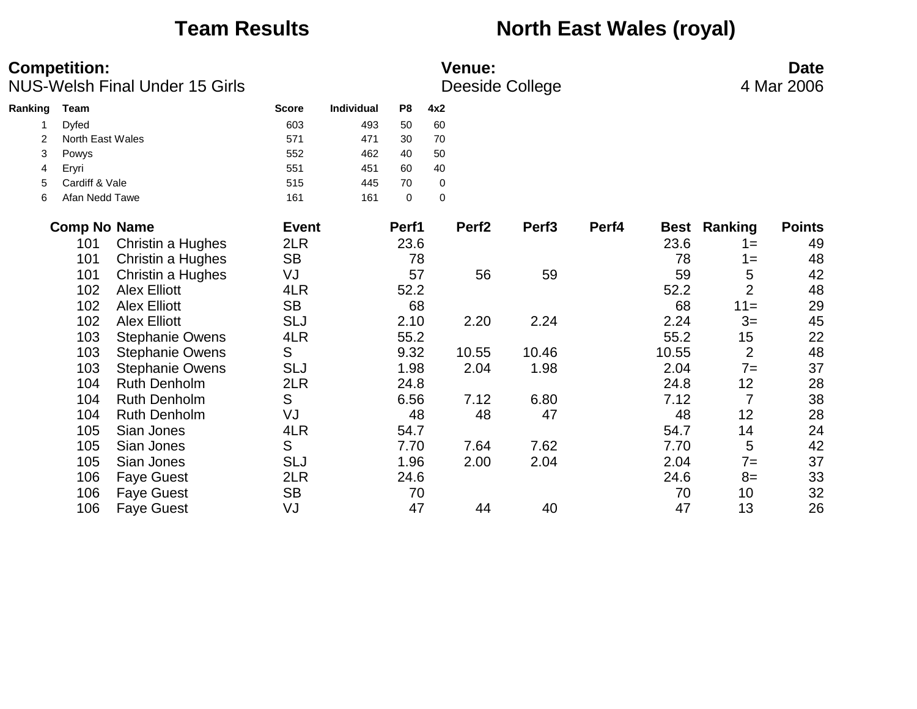# Team Results North East Wales (royal)

**Competition:** NUS-Welsh Final Under 15 Girls

**Venue:** Deeside College

**Date** 4 Mar 2006

| Ranking | Team | Score | Individual | P8 | 4x2 |
|---|---|---|---|---|---|
| 1 | Dyfed | 603 | 493 | 50 | 60 |
| 2 | North East Wales | 571 | 471 | 30 | 70 |
| 3 | Powys | 552 | 462 | 40 | 50 |
| 4 | Eryri | 551 | 451 | 60 | 40 |
| 5 | Cardiff & Vale | 515 | 445 | 70 | 0 |
| 6 | Afan Nedd Tawe | 161 | 161 | 0 | 0 |

| Comp No | Name | Event | Perf1 | Perf2 | Perf3 | Perf4 | Best | Ranking | Points |
|---|---|---|---|---|---|---|---|---|---|
| 101 | Christin a Hughes | 2LR | 23.6 | | | | 23.6 | 1= | 49 |
| 101 | Christin a Hughes | SB | 78 | | | | 78 | 1= | 48 |
| 101 | Christin a Hughes | VJ | 57 | 56 | 59 | | 59 | 5 | 42 |
| 102 | Alex Elliott | 4LR | 52.2 | | | | 52.2 | 2 | 48 |
| 102 | Alex Elliott | SB | 68 | | | | 68 | 11= | 29 |
| 102 | Alex Elliott | SLJ | 2.10 | 2.20 | 2.24 | | 2.24 | 3= | 45 |
| 103 | Stephanie Owens | 4LR | 55.2 | | | | 55.2 | 15 | 22 |
| 103 | Stephanie Owens | S | 9.32 | 10.55 | 10.46 | | 10.55 | 2 | 48 |
| 103 | Stephanie Owens | SLJ | 1.98 | 2.04 | 1.98 | | 2.04 | 7= | 37 |
| 104 | Ruth Denholm | 2LR | 24.8 | | | | 24.8 | 12 | 28 |
| 104 | Ruth Denholm | S | 6.56 | 7.12 | 6.80 | | 7.12 | 7 | 38 |
| 104 | Ruth Denholm | VJ | 48 | 48 | 47 | | 48 | 12 | 28 |
| 105 | Sian Jones | 4LR | 54.7 | | | | 54.7 | 14 | 24 |
| 105 | Sian Jones | S | 7.70 | 7.64 | 7.62 | | 7.70 | 5 | 42 |
| 105 | Sian Jones | SLJ | 1.96 | 2.00 | 2.04 | | 2.04 | 7= | 37 |
| 106 | Faye Guest | 2LR | 24.6 | | | | 24.6 | 8= | 33 |
| 106 | Faye Guest | SB | 70 | | | | 70 | 10 | 32 |
| 106 | Faye Guest | VJ | 47 | 44 | 40 | | 47 | 13 | 26 |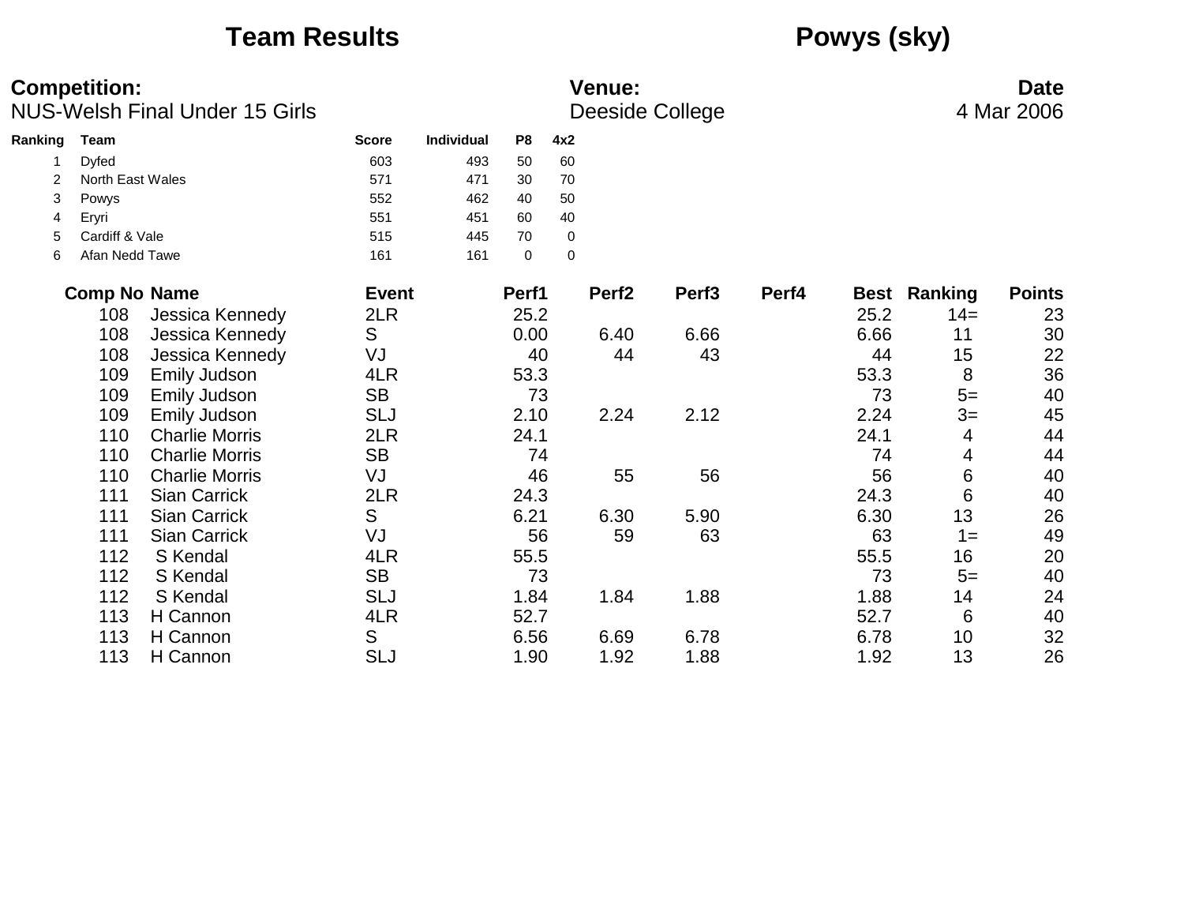# Team Results

## Powys (sky)

**Competition:**
NUS-Welsh Final Under 15 Girls

**Venue:**
Deeside College

**Date**
4 Mar 2006

| Ranking | Team | Score | Individual | P8 | 4x2 |
|---|---|---|---|---|---|
| 1 | Dyfed | 603 | 493 | 50 | 60 |
| 2 | North East Wales | 571 | 471 | 30 | 70 |
| 3 | Powys | 552 | 462 | 40 | 50 |
| 4 | Eryri | 551 | 451 | 60 | 40 |
| 5 | Cardiff & Vale | 515 | 445 | 70 | 0 |
| 6 | Afan Nedd Tawe | 161 | 161 | 0 | 0 |

| Comp No | Name | Event | Perf1 | Perf2 | Perf3 | Perf4 | Best | Ranking | Points |
|---|---|---|---|---|---|---|---|---|---|
| 108 | Jessica Kennedy | 2LR | 25.2 | | | | 25.2 | 14= | 23 |
| 108 | Jessica Kennedy | S | 0.00 | 6.40 | 6.66 | | 6.66 | 11 | 30 |
| 108 | Jessica Kennedy | VJ | 40 | 44 | 43 | | 44 | 15 | 22 |
| 109 | Emily Judson | 4LR | 53.3 | | | | 53.3 | 8 | 36 |
| 109 | Emily Judson | SB | 73 | | | | 73 | 5= | 40 |
| 109 | Emily Judson | SLJ | 2.10 | 2.24 | 2.12 | | 2.24 | 3= | 45 |
| 110 | Charlie Morris | 2LR | 24.1 | | | | 24.1 | 4 | 44 |
| 110 | Charlie Morris | SB | 74 | | | | 74 | 4 | 44 |
| 110 | Charlie Morris | VJ | 46 | 55 | 56 | | 56 | 6 | 40 |
| 111 | Sian Carrick | 2LR | 24.3 | | | | 24.3 | 6 | 40 |
| 111 | Sian Carrick | S | 6.21 | 6.30 | 5.90 | | 6.30 | 13 | 26 |
| 111 | Sian Carrick | VJ | 56 | 59 | 63 | | 63 | 1= | 49 |
| 112 | S Kendal | 4LR | 55.5 | | | | 55.5 | 16 | 20 |
| 112 | S Kendal | SB | 73 | | | | 73 | 5= | 40 |
| 112 | S Kendal | SLJ | 1.84 | 1.84 | 1.88 | | 1.88 | 14 | 24 |
| 113 | H Cannon | 4LR | 52.7 | | | | 52.7 | 6 | 40 |
| 113 | H Cannon | S | 6.56 | 6.69 | 6.78 | | 6.78 | 10 | 32 |
| 113 | H Cannon | SLJ | 1.90 | 1.92 | 1.88 | | 1.92 | 13 | 26 |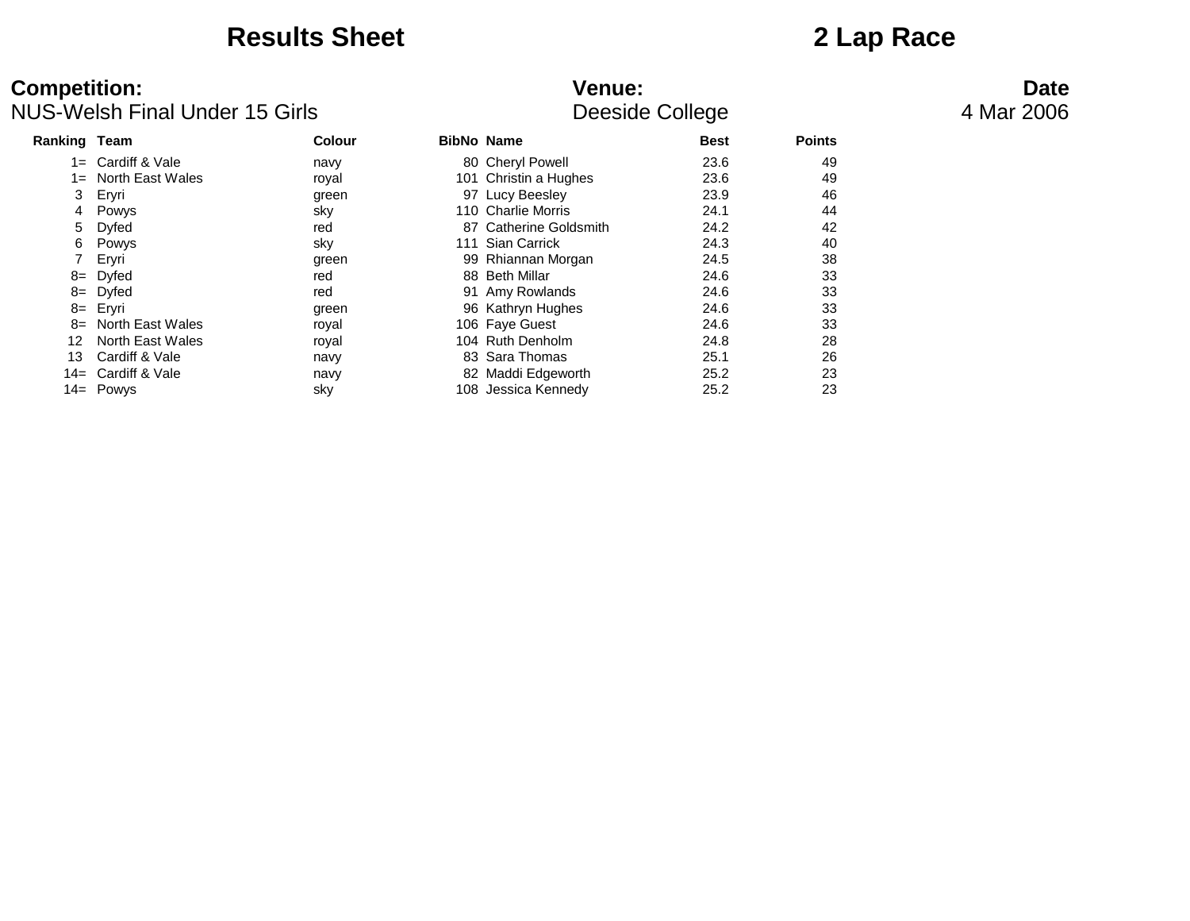# Results Sheet

## 2 Lap Race

**Competition:**
NUS-Welsh Final Under 15 Girls

**Venue:**
Deeside College

**Date**
4 Mar 2006

| Ranking | Team | Colour | BibNo | Name | Best | Points |
|---|---|---|---|---|---|---|
| 1= | Cardiff & Vale | navy | 80 | Cheryl Powell | 23.6 | 49 |
| 1= | North East Wales | royal | 101 | Christin a Hughes | 23.6 | 49 |
| 3 | Eryri | green | 97 | Lucy Beesley | 23.9 | 46 |
| 4 | Powys | sky | 110 | Charlie Morris | 24.1 | 44 |
| 5 | Dyfed | red | 87 | Catherine Goldsmith | 24.2 | 42 |
| 6 | Powys | sky | 111 | Sian Carrick | 24.3 | 40 |
| 7 | Eryri | green | 99 | Rhiannan Morgan | 24.5 | 38 |
| 8= | Dyfed | red | 88 | Beth Millar | 24.6 | 33 |
| 8= | Dyfed | red | 91 | Amy Rowlands | 24.6 | 33 |
| 8= | Eryri | green | 96 | Kathryn Hughes | 24.6 | 33 |
| 8= | North East Wales | royal | 106 | Faye Guest | 24.6 | 33 |
| 12 | North East Wales | royal | 104 | Ruth Denholm | 24.8 | 28 |
| 13 | Cardiff & Vale | navy | 83 | Sara Thomas | 25.1 | 26 |
| 14= | Cardiff & Vale | navy | 82 | Maddi Edgeworth | 25.2 | 23 |
| 14= | Powys | sky | 108 | Jessica Kennedy | 25.2 | 23 |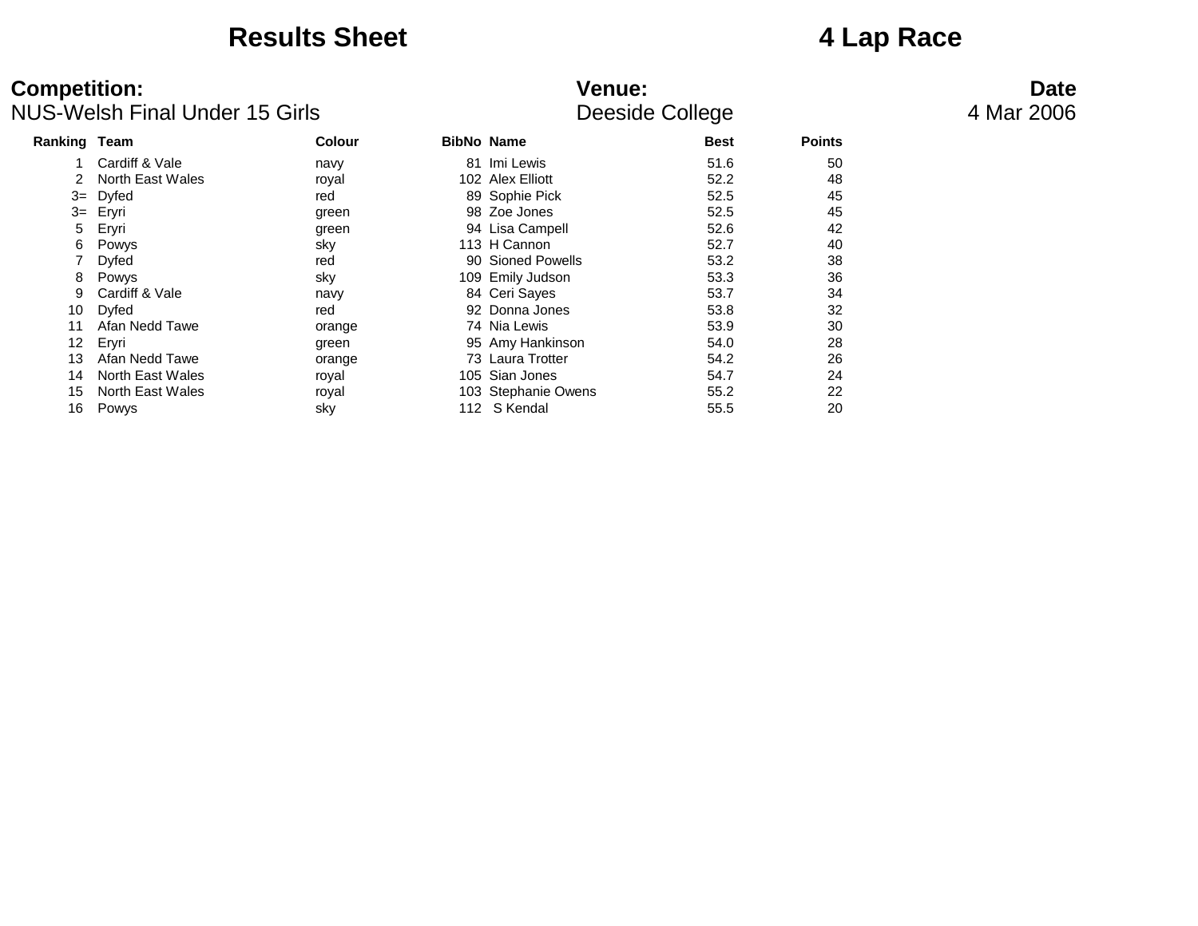# Results Sheet

# 4 Lap Race

**Competition:** NUS-Welsh Final Under 15 Girls

**Venue:** Deeside College

**Date** 4 Mar 2006

| Ranking | Team | Colour | BibNo | Name | Best | Points |
|---|---|---|---|---|---|---|
| 1 | Cardiff & Vale | navy | 81 | Imi Lewis | 51.6 | 50 |
| 2 | North East Wales | royal | 102 | Alex Elliott | 52.2 | 48 |
| 3= | Dyfed | red | 89 | Sophie Pick | 52.5 | 45 |
| 3= | Eryri | green | 98 | Zoe Jones | 52.5 | 45 |
| 5 | Eryri | green | 94 | Lisa Campell | 52.6 | 42 |
| 6 | Powys | sky | 113 | H Cannon | 52.7 | 40 |
| 7 | Dyfed | red | 90 | Sioned Powells | 53.2 | 38 |
| 8 | Powys | sky | 109 | Emily Judson | 53.3 | 36 |
| 9 | Cardiff & Vale | navy | 84 | Ceri Sayes | 53.7 | 34 |
| 10 | Dyfed | red | 92 | Donna Jones | 53.8 | 32 |
| 11 | Afan Nedd Tawe | orange | 74 | Nia Lewis | 53.9 | 30 |
| 12 | Eryri | green | 95 | Amy Hankinson | 54.0 | 28 |
| 13 | Afan Nedd Tawe | orange | 73 | Laura Trotter | 54.2 | 26 |
| 14 | North East Wales | royal | 105 | Sian Jones | 54.7 | 24 |
| 15 | North East Wales | royal | 103 | Stephanie Owens | 55.2 | 22 |
| 16 | Powys | sky | 112 | S Kendal | 55.5 | 20 |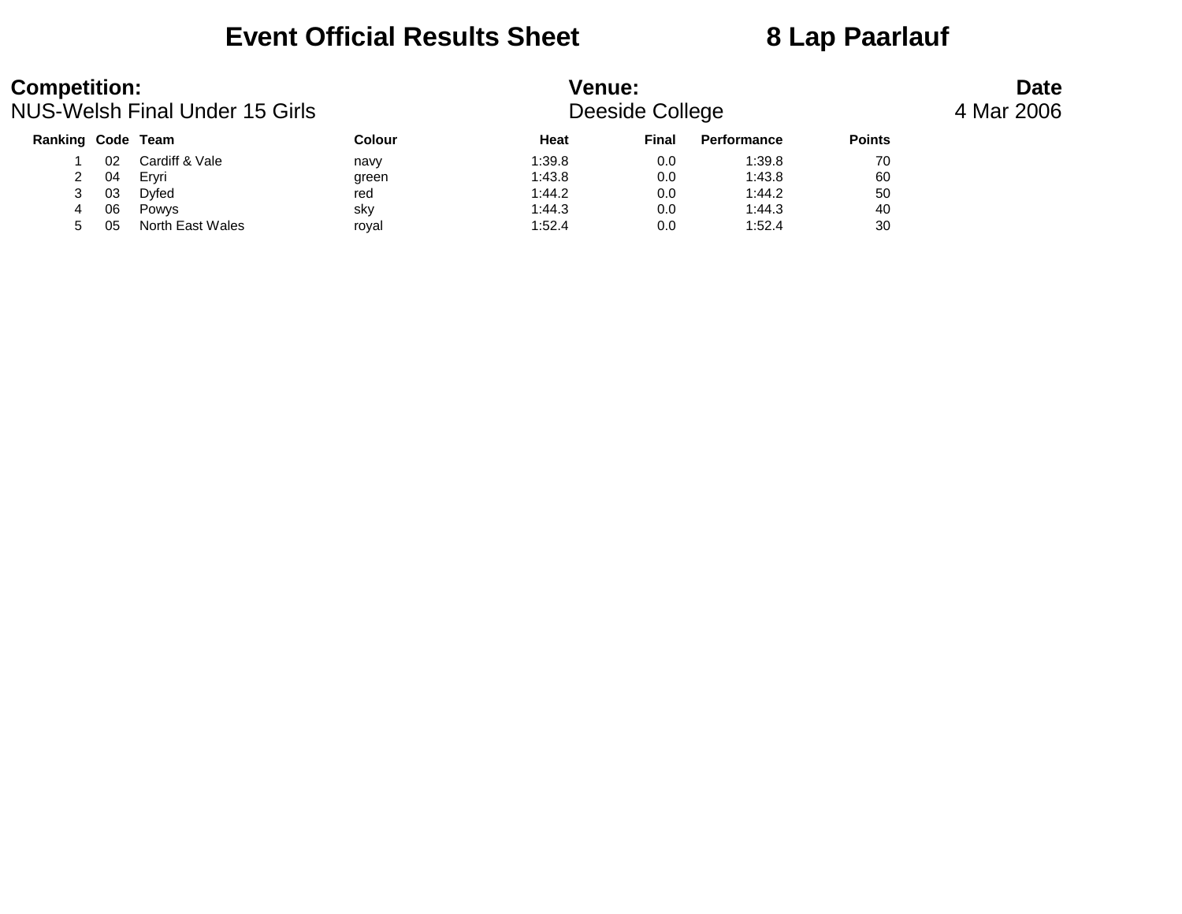# Event Official Results Sheet 8 Lap Paarlauf

**Competition:** NUS-Welsh Final Under 15 Girls

**Venue:** Deeside College

**Date** 4 Mar 2006

| Ranking | Code | Team | Colour | Heat | Final | Performance | Points |
|---|---|---|---|---|---|---|---|
| 1 | 02 | Cardiff & Vale | navy | 1:39.8 | 0.0 | 1:39.8 | 70 |
| 2 | 04 | Eryri | green | 1:43.8 | 0.0 | 1:43.8 | 60 |
| 3 | 03 | Dyfed | red | 1:44.2 | 0.0 | 1:44.2 | 50 |
| 4 | 06 | Powys | sky | 1:44.3 | 0.0 | 1:44.3 | 40 |
| 5 | 05 | North East Wales | royal | 1:52.4 | 0.0 | 1:52.4 | 30 |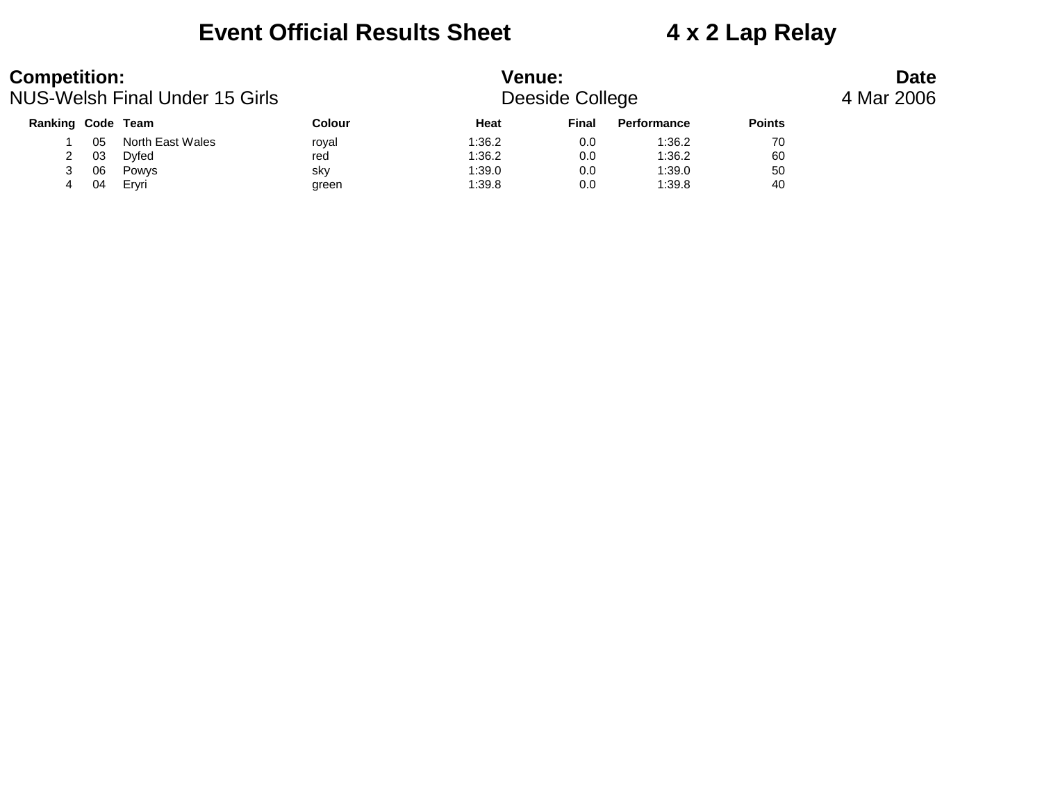# Event Official Results Sheet 4 x 2 Lap Relay

**Competition:**
NUS-Welsh Final Under 15 Girls

**Venue:**
Deeside College

**Date**
4 Mar 2006

| Ranking | Code | Team | Colour | Heat | Final | Performance | Points |
|---|---|---|---|---|---|---|---|
| 1 | 05 | North East Wales | royal | 1:36.2 | 0.0 | 1:36.2 | 70 |
| 2 | 03 | Dyfed | red | 1:36.2 | 0.0 | 1:36.2 | 60 |
| 3 | 06 | Powys | sky | 1:39.0 | 0.0 | 1:39.0 | 50 |
| 4 | 04 | Eryri | green | 1:39.8 | 0.0 | 1:39.8 | 40 |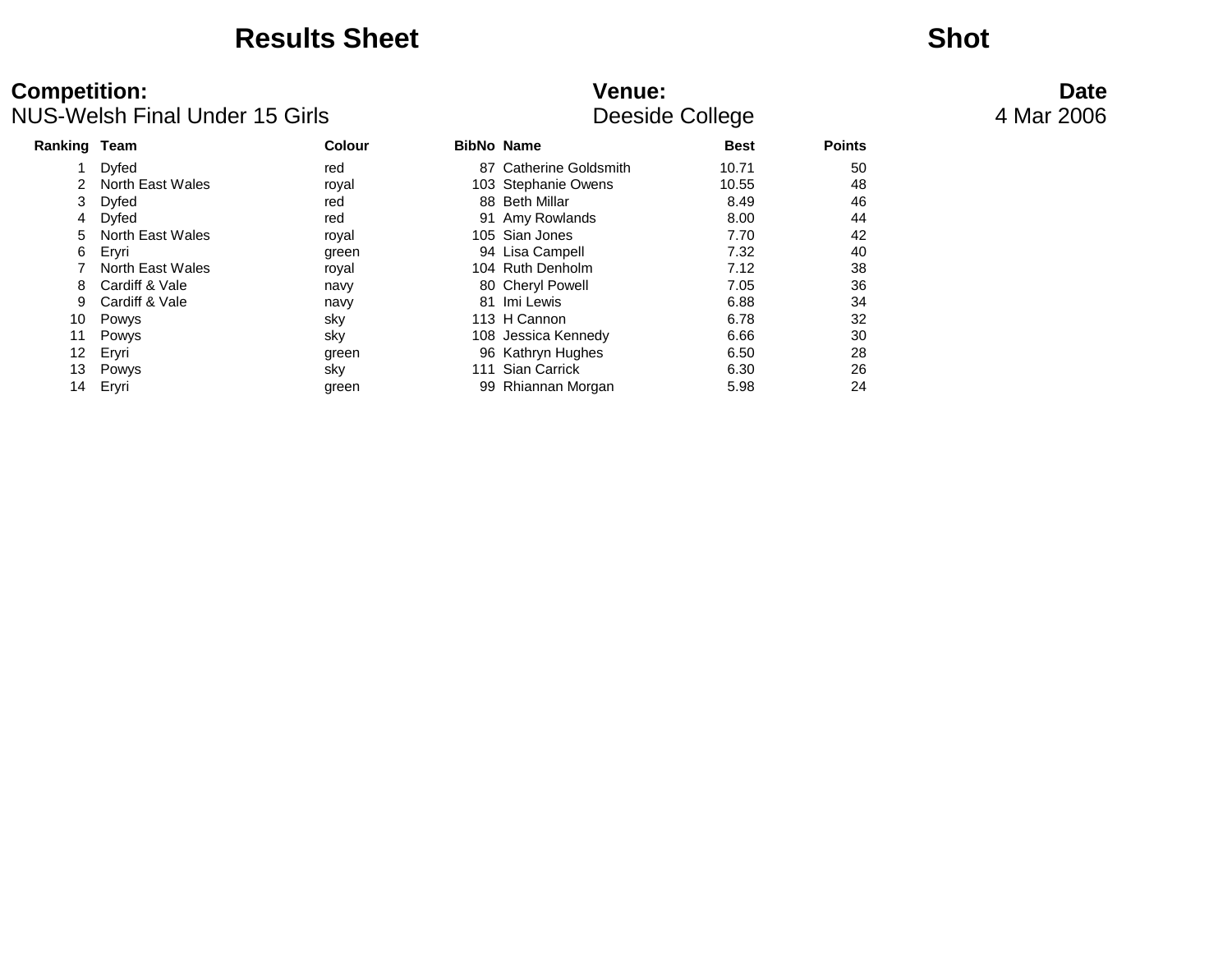# Results Sheet

# Shot

**Competition:**
NUS-Welsh Final Under 15 Girls

**Venue:**
Deeside College

**Date**
4 Mar 2006

| Ranking | Team | Colour | BibNo | Name | Best | Points |
|---|---|---|---|---|---|---|
| 1 | Dyfed | red | 87 | Catherine Goldsmith | 10.71 | 50 |
| 2 | North East Wales | royal | 103 | Stephanie Owens | 10.55 | 48 |
| 3 | Dyfed | red | 88 | Beth Millar | 8.49 | 46 |
| 4 | Dyfed | red | 91 | Amy Rowlands | 8.00 | 44 |
| 5 | North East Wales | royal | 105 | Sian Jones | 7.70 | 42 |
| 6 | Eryri | green | 94 | Lisa Campell | 7.32 | 40 |
| 7 | North East Wales | royal | 104 | Ruth Denholm | 7.12 | 38 |
| 8 | Cardiff & Vale | navy | 80 | Cheryl Powell | 7.05 | 36 |
| 9 | Cardiff & Vale | navy | 81 | Imi Lewis | 6.88 | 34 |
| 10 | Powys | sky | 113 | H Cannon | 6.78 | 32 |
| 11 | Powys | sky | 108 | Jessica Kennedy | 6.66 | 30 |
| 12 | Eryri | green | 96 | Kathryn Hughes | 6.50 | 28 |
| 13 | Powys | sky | 111 | Sian Carrick | 6.30 | 26 |
| 14 | Eryri | green | 99 | Rhiannan Morgan | 5.98 | 24 |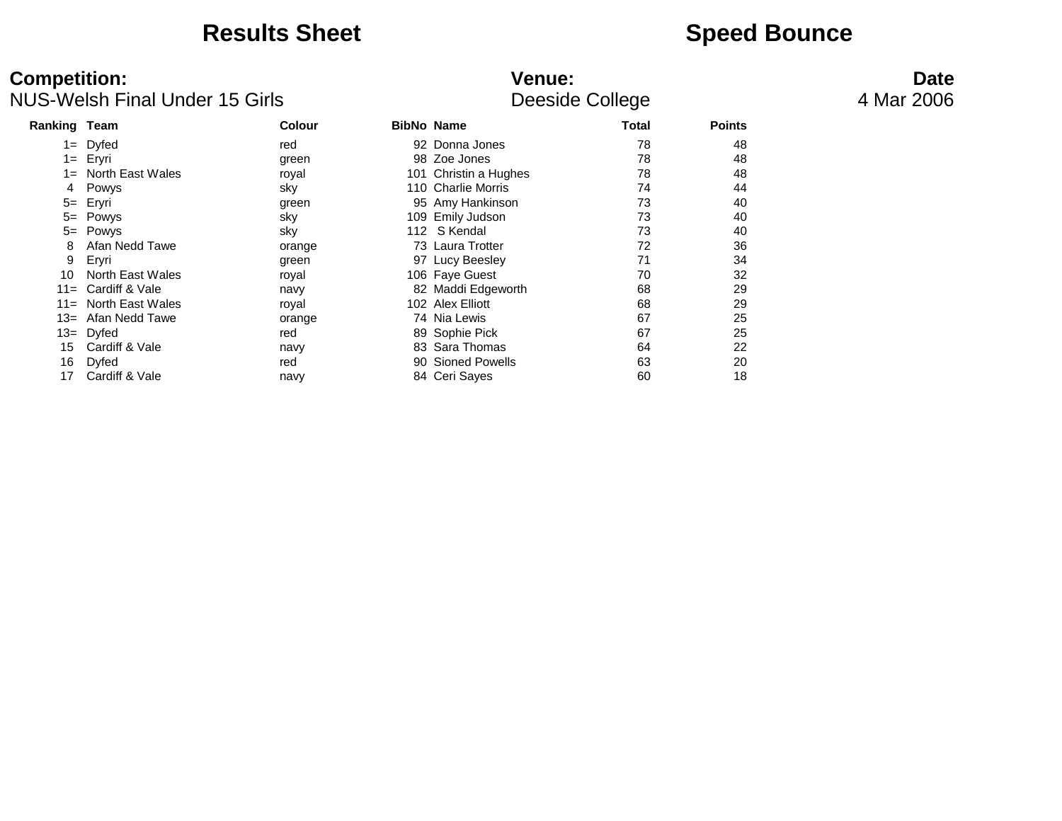# Results Sheet

# Speed Bounce

**Competition:**
NUS-Welsh Final Under 15 Girls

**Venue:**
Deeside College

**Date**
4 Mar 2006

| Ranking | Team | Colour | BibNo | Name | Total | Points |
|---|---|---|---|---|---|---|
| 1= | Dyfed | red | 92 | Donna Jones | 78 | 48 |
| 1= | Eryri | green | 98 | Zoe Jones | 78 | 48 |
| 1= | North East Wales | royal | 101 | Christin a Hughes | 78 | 48 |
| 4 | Powys | sky | 110 | Charlie Morris | 74 | 44 |
| 5= | Eryri | green | 95 | Amy Hankinson | 73 | 40 |
| 5= | Powys | sky | 109 | Emily Judson | 73 | 40 |
| 5= | Powys | sky | 112 | S Kendal | 73 | 40 |
| 8 | Afan Nedd Tawe | orange | 73 | Laura Trotter | 72 | 36 |
| 9 | Eryri | green | 97 | Lucy Beesley | 71 | 34 |
| 10 | North East Wales | royal | 106 | Faye Guest | 70 | 32 |
| 11= | Cardiff & Vale | navy | 82 | Maddi Edgeworth | 68 | 29 |
| 11= | North East Wales | royal | 102 | Alex Elliott | 68 | 29 |
| 13= | Afan Nedd Tawe | orange | 74 | Nia Lewis | 67 | 25 |
| 13= | Dyfed | red | 89 | Sophie Pick | 67 | 25 |
| 15 | Cardiff & Vale | navy | 83 | Sara Thomas | 64 | 22 |
| 16 | Dyfed | red | 90 | Sioned Powells | 63 | 20 |
| 17 | Cardiff & Vale | navy | 84 | Ceri Sayes | 60 | 18 |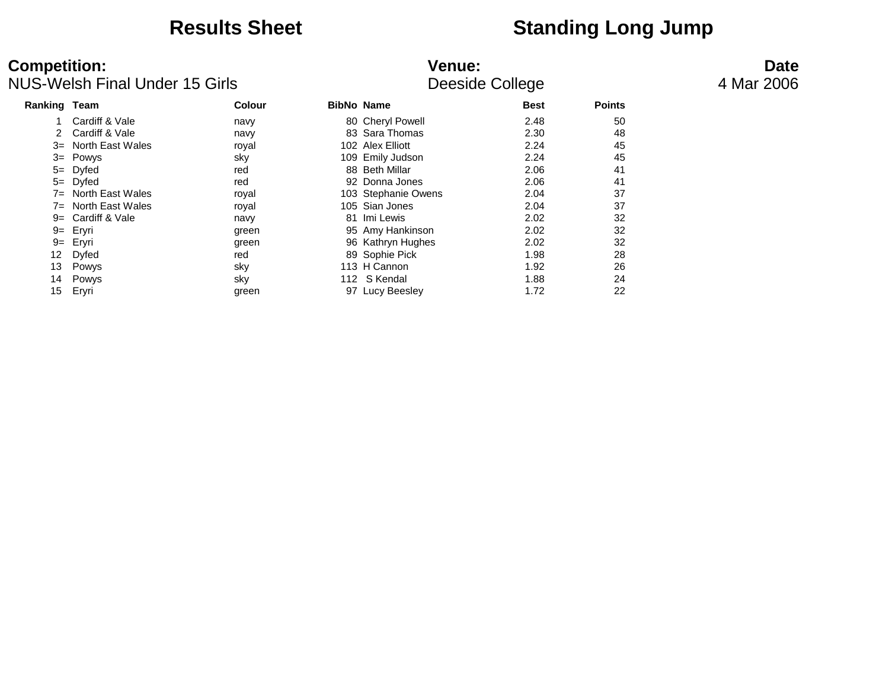# Results Sheet — Standing Long Jump

**Competition:**
NUS-Welsh Final Under 15 Girls

**Venue:**
Deeside College

**Date**
4 Mar 2006

| Ranking | Team | Colour | BibNo | Name | Best | Points |
|---|---|---|---|---|---|---|
| 1 | Cardiff & Vale | navy | 80 | Cheryl Powell | 2.48 | 50 |
| 2 | Cardiff & Vale | navy | 83 | Sara Thomas | 2.30 | 48 |
| 3= | North East Wales | royal | 102 | Alex Elliott | 2.24 | 45 |
| 3= | Powys | sky | 109 | Emily Judson | 2.24 | 45 |
| 5= | Dyfed | red | 88 | Beth Millar | 2.06 | 41 |
| 5= | Dyfed | red | 92 | Donna Jones | 2.06 | 41 |
| 7= | North East Wales | royal | 103 | Stephanie Owens | 2.04 | 37 |
| 7= | North East Wales | royal | 105 | Sian Jones | 2.04 | 37 |
| 9= | Cardiff & Vale | navy | 81 | Imi Lewis | 2.02 | 32 |
| 9= | Eryri | green | 95 | Amy Hankinson | 2.02 | 32 |
| 9= | Eryri | green | 96 | Kathryn Hughes | 2.02 | 32 |
| 12 | Dyfed | red | 89 | Sophie Pick | 1.98 | 28 |
| 13 | Powys | sky | 113 | H Cannon | 1.92 | 26 |
| 14 | Powys | sky | 112 | S Kendal | 1.88 | 24 |
| 15 | Eryri | green | 97 | Lucy Beesley | 1.72 | 22 |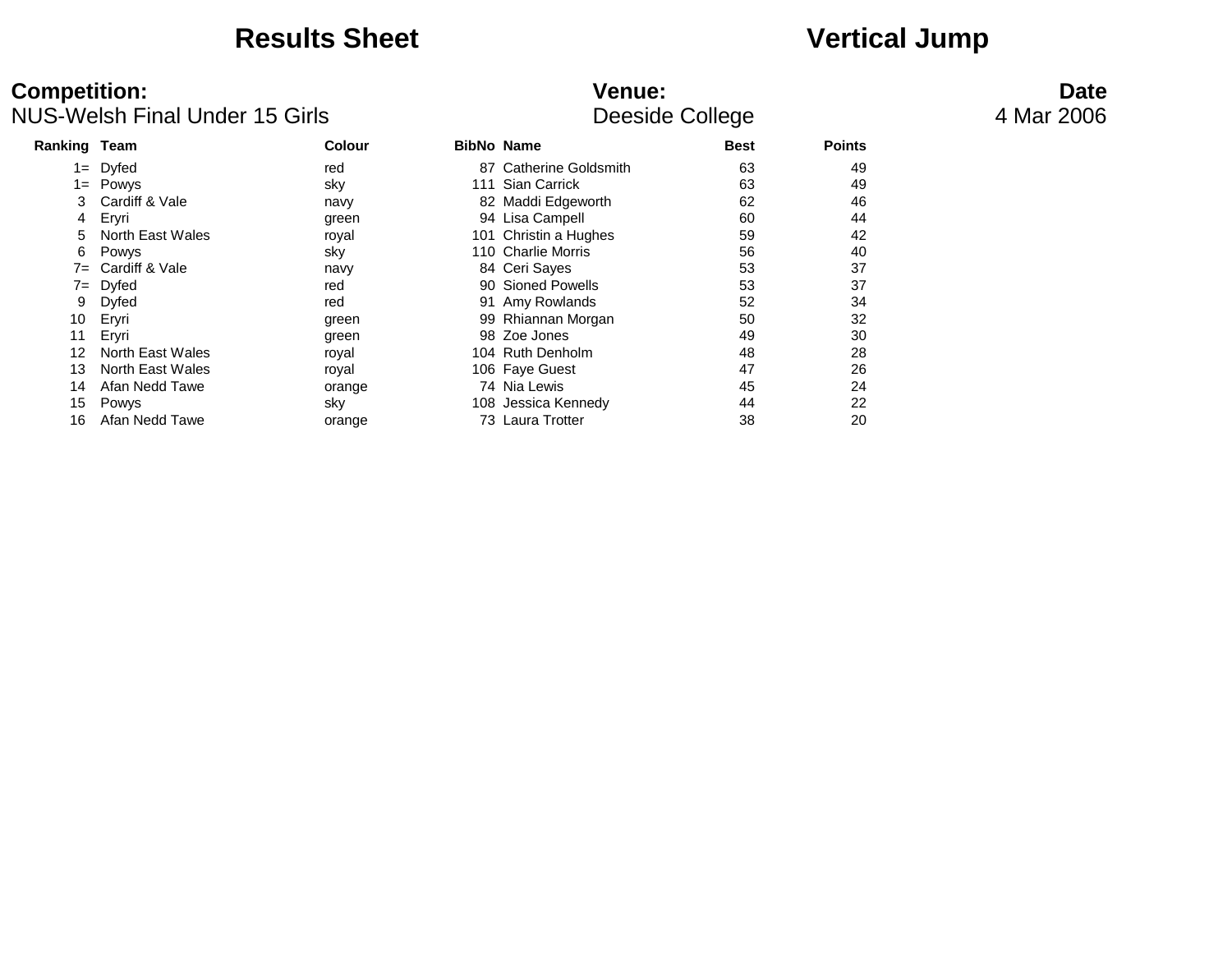# Results Sheet

# Vertical Jump

**Competition:**
NUS-Welsh Final Under 15 Girls

**Venue:**
Deeside College

**Date**
4 Mar 2006

| Ranking | Team | Colour | BibNo | Name | Best | Points |
|---|---|---|---|---|---|---|
| 1= | Dyfed | red | 87 | Catherine Goldsmith | 63 | 49 |
| 1= | Powys | sky | 111 | Sian Carrick | 63 | 49 |
| 3 | Cardiff & Vale | navy | 82 | Maddi Edgeworth | 62 | 46 |
| 4 | Eryri | green | 94 | Lisa Campell | 60 | 44 |
| 5 | North East Wales | royal | 101 | Christin a Hughes | 59 | 42 |
| 6 | Powys | sky | 110 | Charlie Morris | 56 | 40 |
| 7= | Cardiff & Vale | navy | 84 | Ceri Sayes | 53 | 37 |
| 7= | Dyfed | red | 90 | Sioned Powells | 53 | 37 |
| 9 | Dyfed | red | 91 | Amy Rowlands | 52 | 34 |
| 10 | Eryri | green | 99 | Rhiannan Morgan | 50 | 32 |
| 11 | Eryri | green | 98 | Zoe Jones | 49 | 30 |
| 12 | North East Wales | royal | 104 | Ruth Denholm | 48 | 28 |
| 13 | North East Wales | royal | 106 | Faye Guest | 47 | 26 |
| 14 | Afan Nedd Tawe | orange | 74 | Nia Lewis | 45 | 24 |
| 15 | Powys | sky | 108 | Jessica Kennedy | 44 | 22 |
| 16 | Afan Nedd Tawe | orange | 73 | Laura Trotter | 38 | 20 |